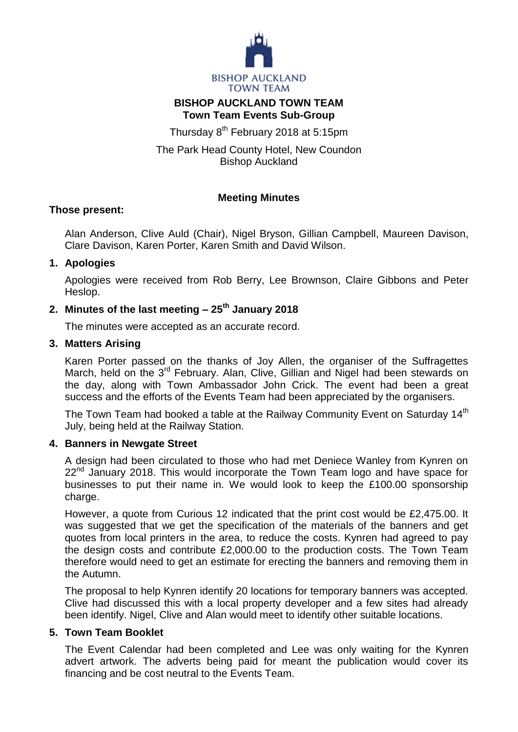BISHOP AUCKLAND
TOWN TEAM

# BISHOP AUCKLAND TOWN TEAM
## Town Team Events Sub-Group

Thursday 8th February 2018 at 5:15pm

The Park Head County Hotel, New Coundon
Bishop Auckland

### Meeting Minutes

**Those present:**

Alan Anderson, Clive Auld (Chair), Nigel Bryson, Gillian Campbell, Maureen Davison, Clare Davison, Karen Porter, Karen Smith and David Wilson.

**1. Apologies**

Apologies were received from Rob Berry, Lee Brownson, Claire Gibbons and Peter Heslop.

**2. Minutes of the last meeting – 25th January 2018**

The minutes were accepted as an accurate record.

**3. Matters Arising**

Karen Porter passed on the thanks of Joy Allen, the organiser of the Suffragettes March, held on the 3rd February. Alan, Clive, Gillian and Nigel had been stewards on the day, along with Town Ambassador John Crick. The event had been a great success and the efforts of the Events Team had been appreciated by the organisers.

The Town Team had booked a table at the Railway Community Event on Saturday 14th July, being held at the Railway Station.

**4. Banners in Newgate Street**

A design had been circulated to those who had met Deniece Wanley from Kynren on 22nd January 2018. This would incorporate the Town Team logo and have space for businesses to put their name in. We would look to keep the £100.00 sponsorship charge.

However, a quote from Curious 12 indicated that the print cost would be £2,475.00. It was suggested that we get the specification of the materials of the banners and get quotes from local printers in the area, to reduce the costs. Kynren had agreed to pay the design costs and contribute £2,000.00 to the production costs. The Town Team therefore would need to get an estimate for erecting the banners and removing them in the Autumn.

The proposal to help Kynren identify 20 locations for temporary banners was accepted. Clive had discussed this with a local property developer and a few sites had already been identify. Nigel, Clive and Alan would meet to identify other suitable locations.

**5. Town Team Booklet**

The Event Calendar had been completed and Lee was only waiting for the Kynren advert artwork. The adverts being paid for meant the publication would cover its financing and be cost neutral to the Events Team.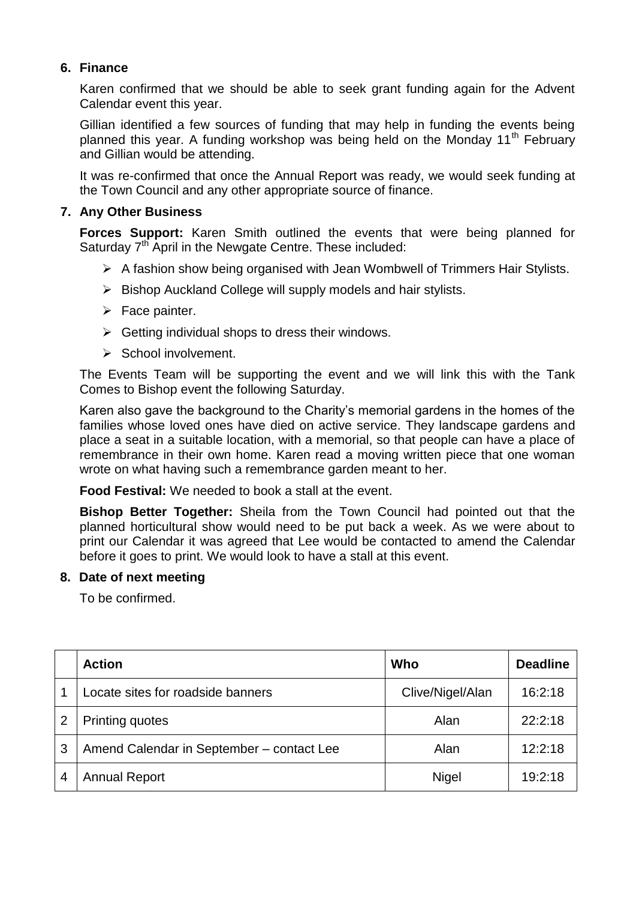## 6. Finance

Karen confirmed that we should be able to seek grant funding again for the Advent Calendar event this year.

Gillian identified a few sources of funding that may help in funding the events being planned this year. A funding workshop was being held on the Monday 11th February and Gillian would be attending.

It was re-confirmed that once the Annual Report was ready, we would seek funding at the Town Council and any other appropriate source of finance.

## 7. Any Other Business

**Forces Support:** Karen Smith outlined the events that were being planned for Saturday 7th April in the Newgate Centre. These included:

- A fashion show being organised with Jean Wombwell of Trimmers Hair Stylists.
- Bishop Auckland College will supply models and hair stylists.
- Face painter.
- Getting individual shops to dress their windows.
- School involvement.

The Events Team will be supporting the event and we will link this with the Tank Comes to Bishop event the following Saturday.

Karen also gave the background to the Charity's memorial gardens in the homes of the families whose loved ones have died on active service. They landscape gardens and place a seat in a suitable location, with a memorial, so that people can have a place of remembrance in their own home. Karen read a moving written piece that one woman wrote on what having such a remembrance garden meant to her.

**Food Festival:** We needed to book a stall at the event.

**Bishop Better Together:** Sheila from the Town Council had pointed out that the planned horticultural show would need to be put back a week. As we were about to print our Calendar it was agreed that Lee would be contacted to amend the Calendar before it goes to print. We would look to have a stall at this event.

## 8. Date of next meeting

To be confirmed.

| | Action | Who | Deadline |
|---|---|---|---|
| 1 | Locate sites for roadside banners | Clive/Nigel/Alan | 16:2:18 |
| 2 | Printing quotes | Alan | 22:2:18 |
| 3 | Amend Calendar in September – contact Lee | Alan | 12:2:18 |
| 4 | Annual Report | Nigel | 19:2:18 |